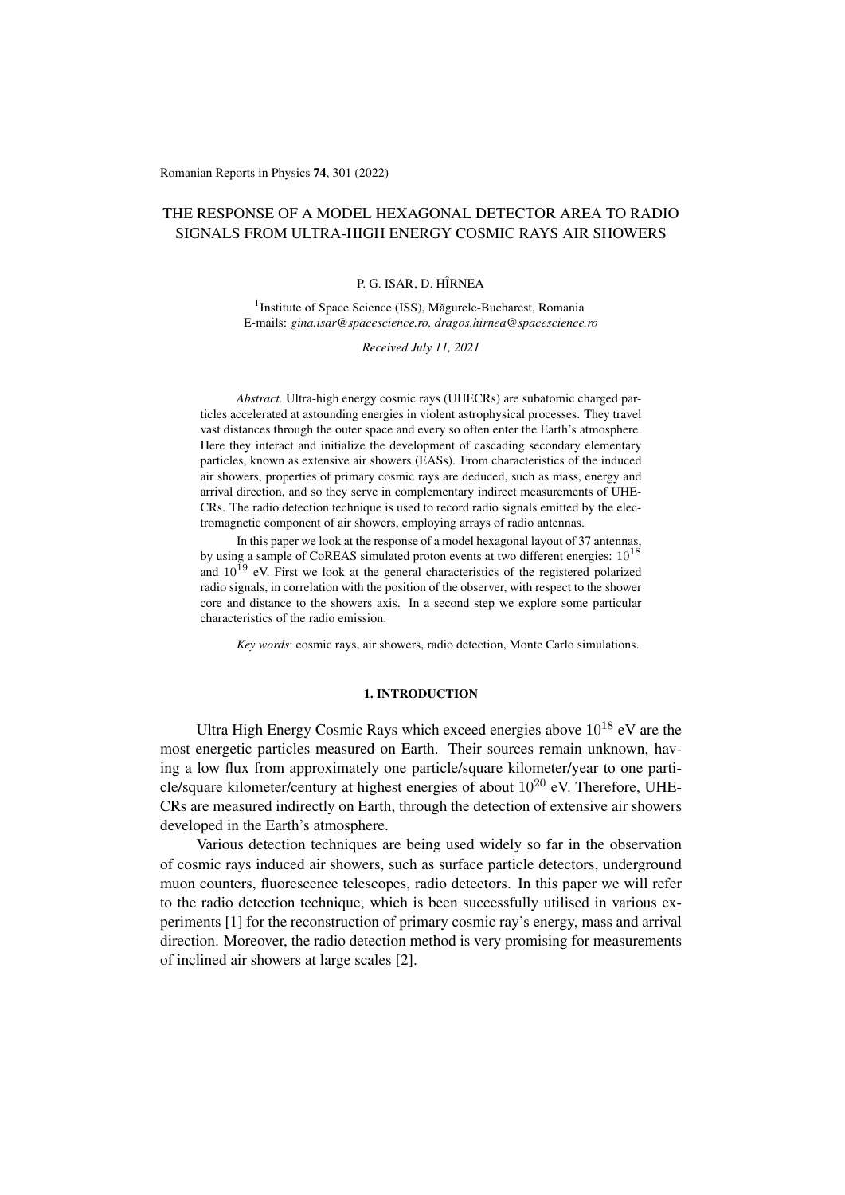Romanian Reports in Physics **74**, 301 (2022)

# THE RESPONSE OF A MODEL HEXAGONAL DETECTOR AREA TO RADIO SIGNALS FROM ULTRA-HIGH ENERGY COSMIC RAYS AIR SHOWERS

P. G. ISAR, D. HÎRNEA

[1]Institute of Space Science (ISS), Măgurele-Bucharest, Romania
E-mails: *gina.isar@spacescience.ro, dragos.hirnea@spacescience.ro*

*Received July 11, 2021*

*Abstract.* Ultra-high energy cosmic rays (UHECRs) are subatomic charged particles accelerated at astounding energies in violent astrophysical processes. They travel vast distances through the outer space and every so often enter the Earth's atmosphere. Here they interact and initialize the development of cascading secondary elementary particles, known as extensive air showers (EASs). From characteristics of the induced air showers, properties of primary cosmic rays are deduced, such as mass, energy and arrival direction, and so they serve in complementary indirect measurements of UHECRs. The radio detection technique is used to record radio signals emitted by the electromagnetic component of air showers, employing arrays of radio antennas.

In this paper we look at the response of a model hexagonal layout of 37 antennas, by using a sample of CoREAS simulated proton events at two different energies: $10^{18}$ and $10^{19}$ eV. First we look at the general characteristics of the registered polarized radio signals, in correlation with the position of the observer, with respect to the shower core and distance to the showers axis. In a second step we explore some particular characteristics of the radio emission.

*Key words*: cosmic rays, air showers, radio detection, Monte Carlo simulations.

## 1. INTRODUCTION

Ultra High Energy Cosmic Rays which exceed energies above $10^{18}$ eV are the most energetic particles measured on Earth. Their sources remain unknown, having a low flux from approximately one particle/square kilometer/year to one particle/square kilometer/century at highest energies of about $10^{20}$ eV. Therefore, UHECRs are measured indirectly on Earth, through the detection of extensive air showers developed in the Earth's atmosphere.

Various detection techniques are being used widely so far in the observation of cosmic rays induced air showers, such as surface particle detectors, underground muon counters, fluorescence telescopes, radio detectors. In this paper we will refer to the radio detection technique, which is been successfully utilised in various experiments [1] for the reconstruction of primary cosmic ray's energy, mass and arrival direction. Moreover, the radio detection method is very promising for measurements of inclined air showers at large scales [2].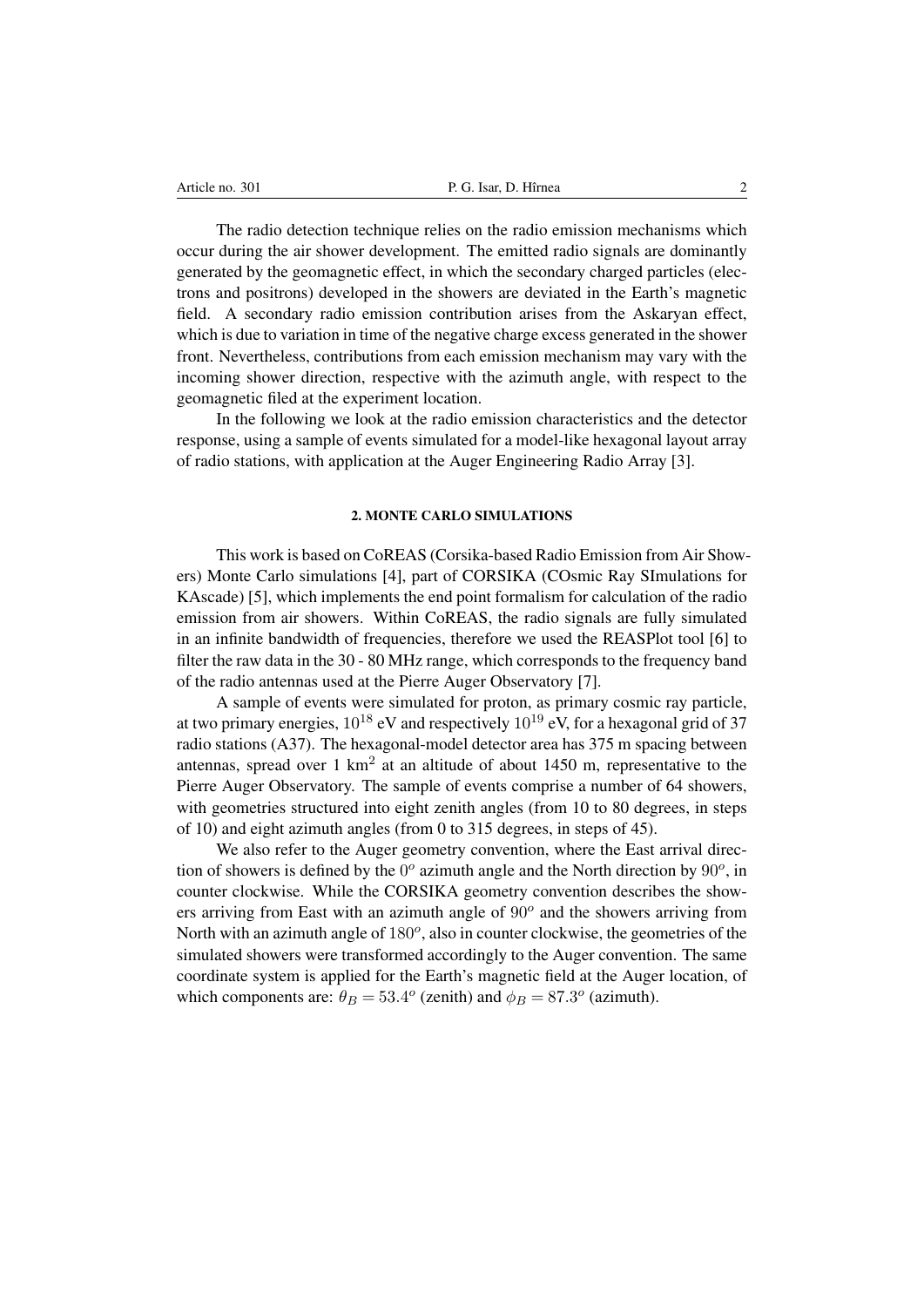The radio detection technique relies on the radio emission mechanisms which occur during the air shower development. The emitted radio signals are dominantly generated by the geomagnetic effect, in which the secondary charged particles (electrons and positrons) developed in the showers are deviated in the Earth's magnetic field. A secondary radio emission contribution arises from the Askaryan effect, which is due to variation in time of the negative charge excess generated in the shower front. Nevertheless, contributions from each emission mechanism may vary with the incoming shower direction, respective with the azimuth angle, with respect to the geomagnetic filed at the experiment location.

In the following we look at the radio emission characteristics and the detector response, using a sample of events simulated for a model-like hexagonal layout array of radio stations, with application at the Auger Engineering Radio Array [3].

## 2. MONTE CARLO SIMULATIONS

This work is based on CoREAS (Corsika-based Radio Emission from Air Showers) Monte Carlo simulations [4], part of CORSIKA (COsmic Ray SImulations for KAscade) [5], which implements the end point formalism for calculation of the radio emission from air showers. Within CoREAS, the radio signals are fully simulated in an infinite bandwidth of frequencies, therefore we used the REASPlot tool [6] to filter the raw data in the 30 - 80 MHz range, which corresponds to the frequency band of the radio antennas used at the Pierre Auger Observatory [7].

A sample of events were simulated for proton, as primary cosmic ray particle, at two primary energies, $10^{18}$ eV and respectively $10^{19}$ eV, for a hexagonal grid of 37 radio stations (A37). The hexagonal-model detector area has 375 m spacing between antennas, spread over 1 km$^2$ at an altitude of about 1450 m, representative to the Pierre Auger Observatory. The sample of events comprise a number of 64 showers, with geometries structured into eight zenith angles (from 10 to 80 degrees, in steps of 10) and eight azimuth angles (from 0 to 315 degrees, in steps of 45).

We also refer to the Auger geometry convention, where the East arrival direction of showers is defined by the $0^o$ azimuth angle and the North direction by $90^o$, in counter clockwise. While the CORSIKA geometry convention describes the showers arriving from East with an azimuth angle of $90^o$ and the showers arriving from North with an azimuth angle of $180^o$, also in counter clockwise, the geometries of the simulated showers were transformed accordingly to the Auger convention. The same coordinate system is applied for the Earth's magnetic field at the Auger location, of which components are: $\theta_B = 53.4^o$ (zenith) and $\phi_B = 87.3^o$ (azimuth).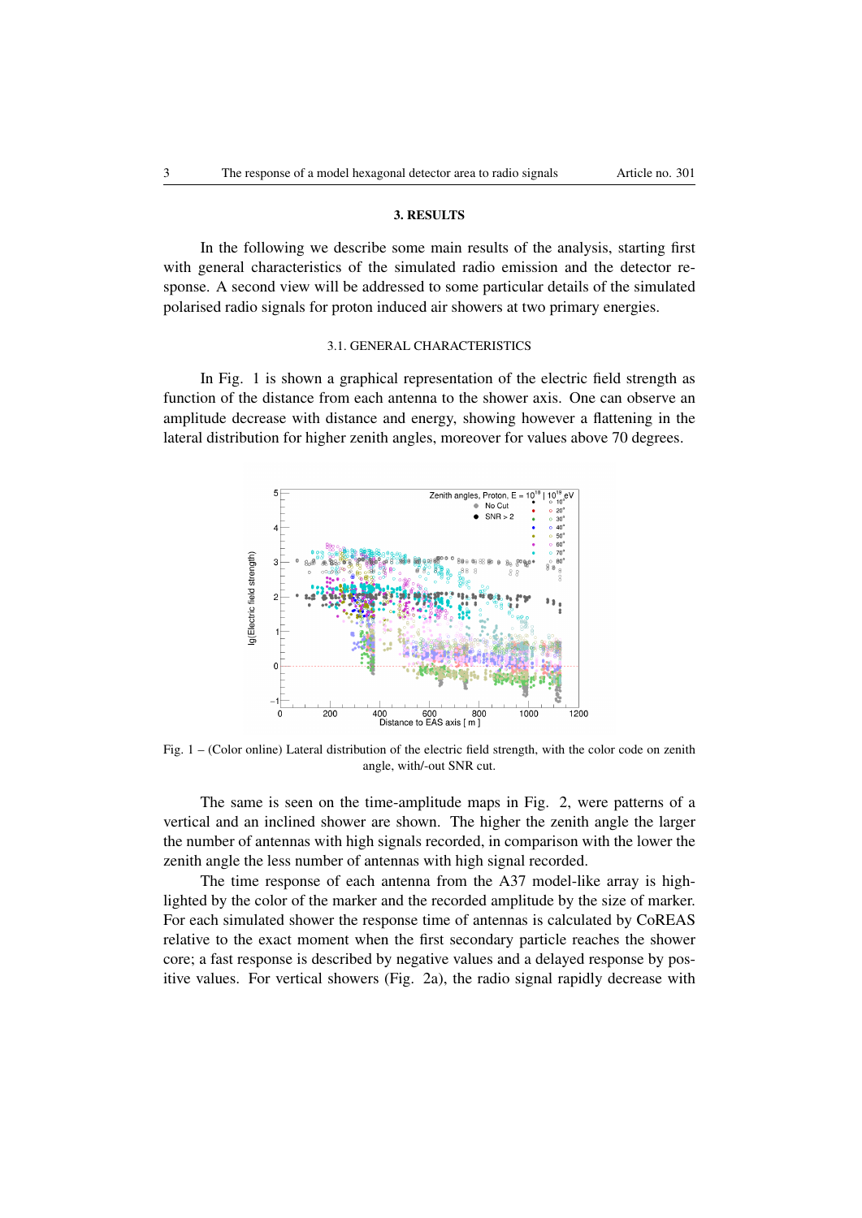## 3. RESULTS

In the following we describe some main results of the analysis, starting first with general characteristics of the simulated radio emission and the detector response. A second view will be addressed to some particular details of the simulated polarised radio signals for proton induced air showers at two primary energies.

### 3.1. GENERAL CHARACTERISTICS

In Fig. 1 is shown a graphical representation of the electric field strength as function of the distance from each antenna to the shower axis. One can observe an amplitude decrease with distance and energy, showing however a flattening in the lateral distribution for higher zenith angles, moreover for values above 70 degrees.

Fig. 1 – (Color online) Lateral distribution of the electric field strength, with the color code on zenith angle, with/-out SNR cut.

The same is seen on the time-amplitude maps in Fig. 2, were patterns of a vertical and an inclined shower are shown. The higher the zenith angle the larger the number of antennas with high signals recorded, in comparison with the lower the zenith angle the less number of antennas with high signal recorded.

The time response of each antenna from the A37 model-like array is highlighted by the color of the marker and the recorded amplitude by the size of marker. For each simulated shower the response time of antennas is calculated by CoREAS relative to the exact moment when the first secondary particle reaches the shower core; a fast response is described by negative values and a delayed response by positive values. For vertical showers (Fig. 2a), the radio signal rapidly decrease with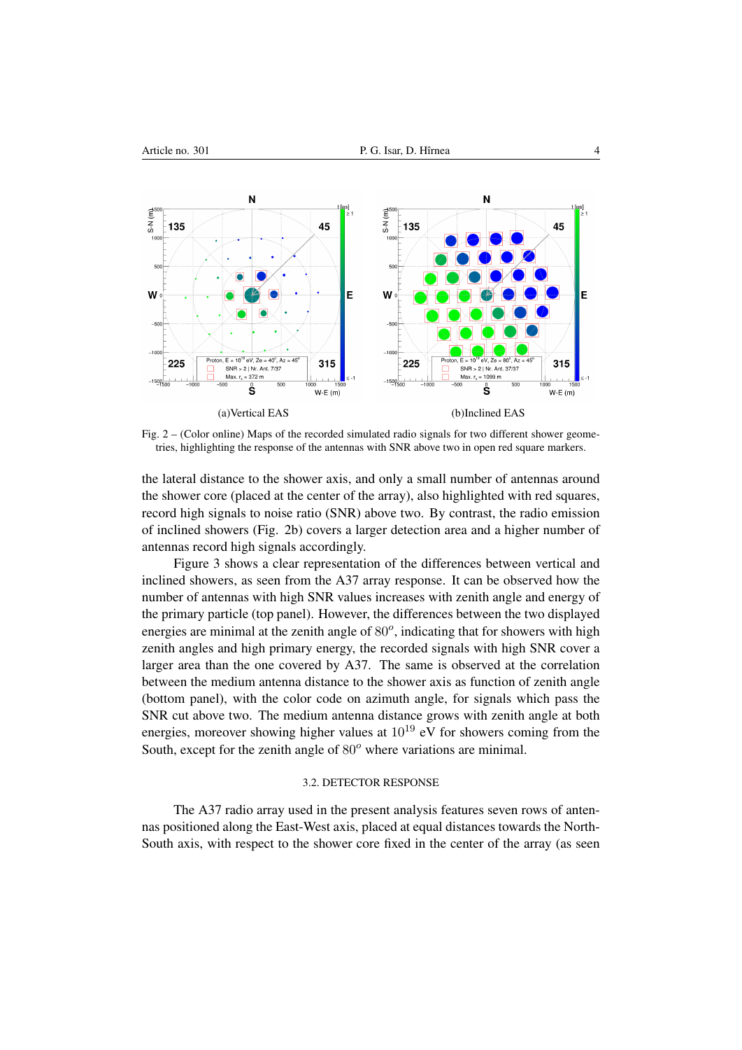(a)Vertical EAS

(b)Inclined EAS

Fig. 2 – (Color online) Maps of the recorded simulated radio signals for two different shower geometries, highlighting the response of the antennas with SNR above two in open red square markers.

the lateral distance to the shower axis, and only a small number of antennas around the shower core (placed at the center of the array), also highlighted with red squares, record high signals to noise ratio (SNR) above two. By contrast, the radio emission of inclined showers (Fig. 2b) covers a larger detection area and a higher number of antennas record high signals accordingly.

Figure 3 shows a clear representation of the differences between vertical and inclined showers, as seen from the A37 array response. It can be observed how the number of antennas with high SNR values increases with zenith angle and energy of the primary particle (top panel). However, the differences between the two displayed energies are minimal at the zenith angle of $80^o$, indicating that for showers with high zenith angles and high primary energy, the recorded signals with high SNR cover a larger area than the one covered by A37. The same is observed at the correlation between the medium antenna distance to the shower axis as function of zenith angle (bottom panel), with the color code on azimuth angle, for signals which pass the SNR cut above two. The medium antenna distance grows with zenith angle at both energies, moreover showing higher values at $10^{19}$ eV for showers coming from the South, except for the zenith angle of $80^o$ where variations are minimal.

### 3.2. DETECTOR RESPONSE

The A37 radio array used in the present analysis features seven rows of antennas positioned along the East-West axis, placed at equal distances towards the North-South axis, with respect to the shower core fixed in the center of the array (as seen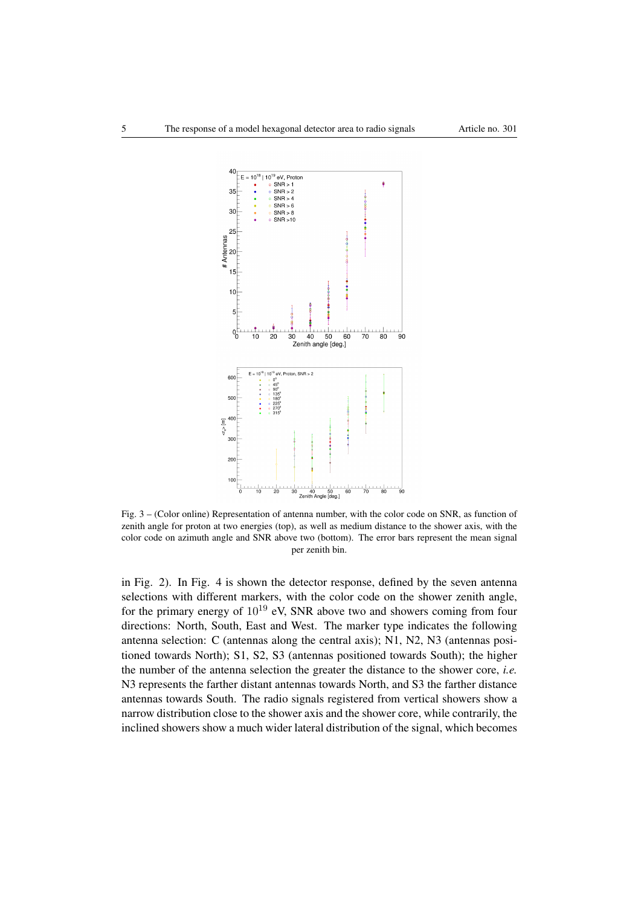Fig. 3 – (Color online) Representation of antenna number, with the color code on SNR, as function of zenith angle for proton at two energies (top), as well as medium distance to the shower axis, with the color code on azimuth angle and SNR above two (bottom). The error bars represent the mean signal per zenith bin.

in Fig. 2). In Fig. 4 is shown the detector response, defined by the seven antenna selections with different markers, with the color code on the shower zenith angle, for the primary energy of $10^{19}$ eV, SNR above two and showers coming from four directions: North, South, East and West. The marker type indicates the following antenna selection: C (antennas along the central axis); N1, N2, N3 (antennas positioned towards North); S1, S2, S3 (antennas positioned towards South); the higher the number of the antenna selection the greater the distance to the shower core, *i.e.* N3 represents the farther distant antennas towards North, and S3 the farther distance antennas towards South. The radio signals registered from vertical showers show a narrow distribution close to the shower axis and the shower core, while contrarily, the inclined showers show a much wider lateral distribution of the signal, which becomes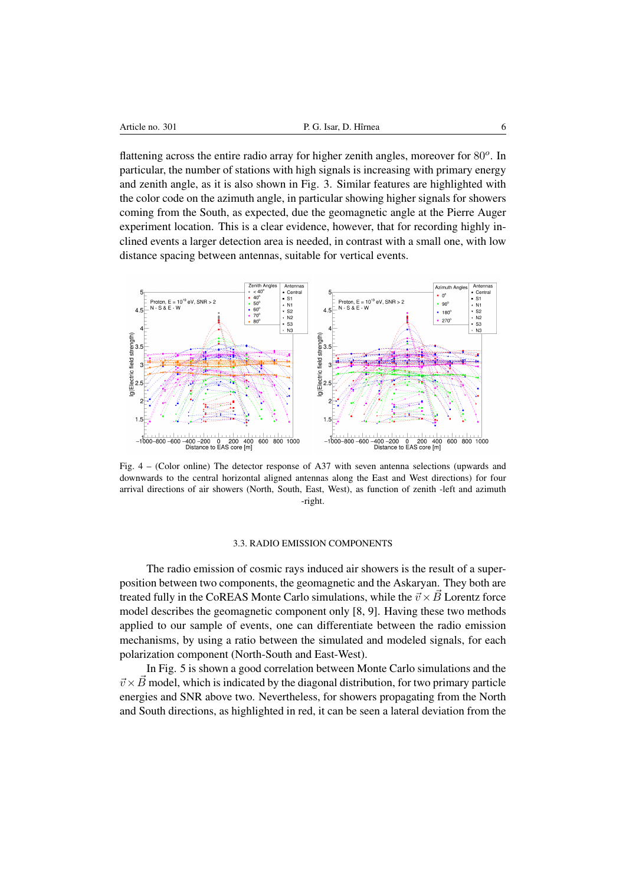flattening across the entire radio array for higher zenith angles, moreover for $80^o$. In particular, the number of stations with high signals is increasing with primary energy and zenith angle, as it is also shown in Fig. 3. Similar features are highlighted with the color code on the azimuth angle, in particular showing higher signals for showers coming from the South, as expected, due the geomagnetic angle at the Pierre Auger experiment location. This is a clear evidence, however, that for recording highly inclined events a larger detection area is needed, in contrast with a small one, with low distance spacing between antennas, suitable for vertical events.

Fig. 4 – (Color online) The detector response of A37 with seven antenna selections (upwards and downwards to the central horizontal aligned antennas along the East and West directions) for four arrival directions of air showers (North, South, East, West), as function of zenith -left and azimuth -right.

### 3.3. RADIO EMISSION COMPONENTS

The radio emission of cosmic rays induced air showers is the result of a superposition between two components, the geomagnetic and the Askaryan. They both are treated fully in the CoREAS Monte Carlo simulations, while the $\vec{v} \times \vec{B}$ Lorentz force model describes the geomagnetic component only [8, 9]. Having these two methods applied to our sample of events, one can differentiate between the radio emission mechanisms, by using a ratio between the simulated and modeled signals, for each polarization component (North-South and East-West).

In Fig. 5 is shown a good correlation between Monte Carlo simulations and the $\vec{v} \times \vec{B}$ model, which is indicated by the diagonal distribution, for two primary particle energies and SNR above two. Nevertheless, for showers propagating from the North and South directions, as highlighted in red, it can be seen a lateral deviation from the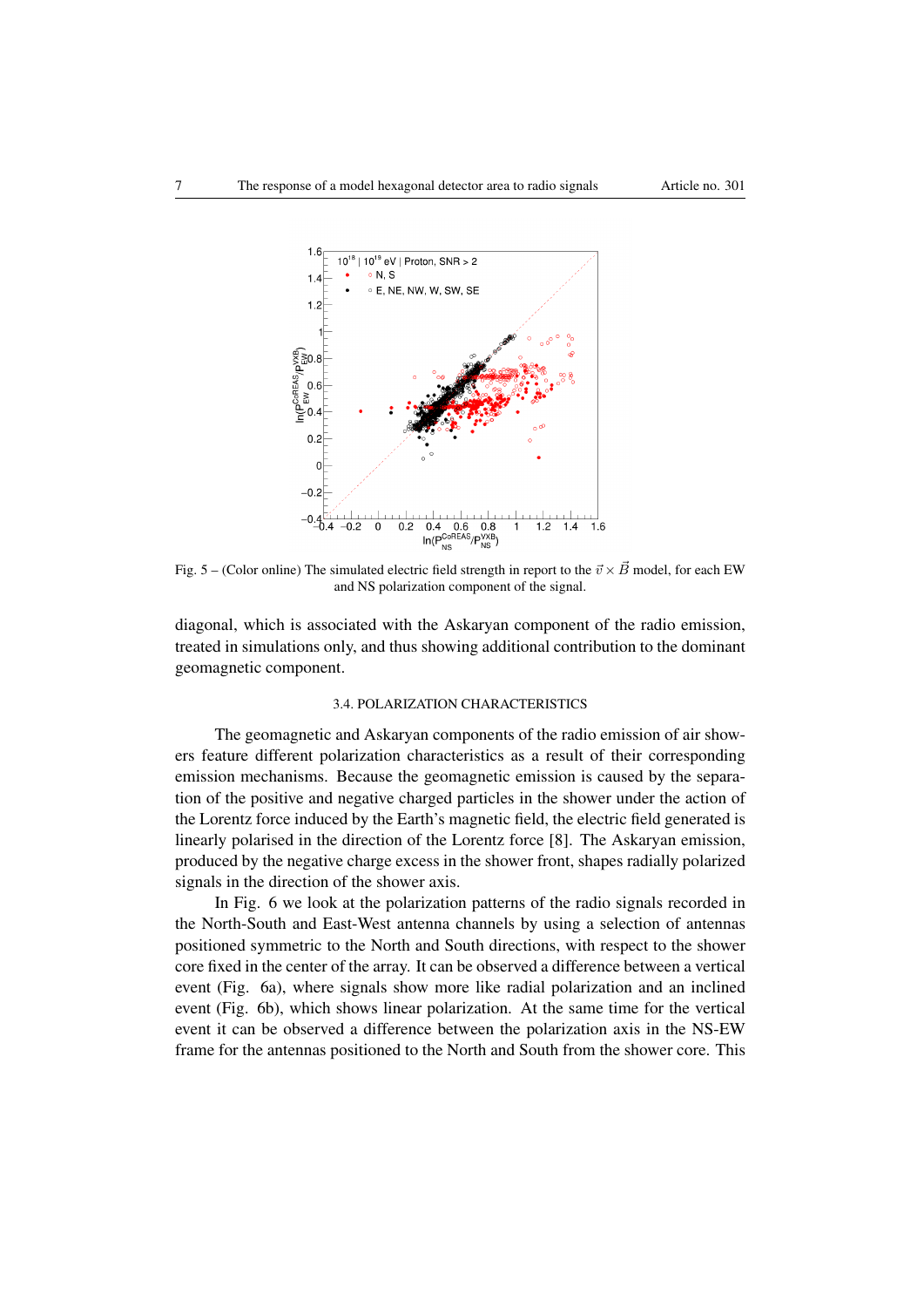Fig. 5 – (Color online) The simulated electric field strength in report to the $\vec{v} \times \vec{B}$ model, for each EW and NS polarization component of the signal.

diagonal, which is associated with the Askaryan component of the radio emission, treated in simulations only, and thus showing additional contribution to the dominant geomagnetic component.

### 3.4. POLARIZATION CHARACTERISTICS

The geomagnetic and Askaryan components of the radio emission of air showers feature different polarization characteristics as a result of their corresponding emission mechanisms. Because the geomagnetic emission is caused by the separation of the positive and negative charged particles in the shower under the action of the Lorentz force induced by the Earth's magnetic field, the electric field generated is linearly polarised in the direction of the Lorentz force [8]. The Askaryan emission, produced by the negative charge excess in the shower front, shapes radially polarized signals in the direction of the shower axis.

In Fig. 6 we look at the polarization patterns of the radio signals recorded in the North-South and East-West antenna channels by using a selection of antennas positioned symmetric to the North and South directions, with respect to the shower core fixed in the center of the array. It can be observed a difference between a vertical event (Fig. 6a), where signals show more like radial polarization and an inclined event (Fig. 6b), which shows linear polarization. At the same time for the vertical event it can be observed a difference between the polarization axis in the NS-EW frame for the antennas positioned to the North and South from the shower core. This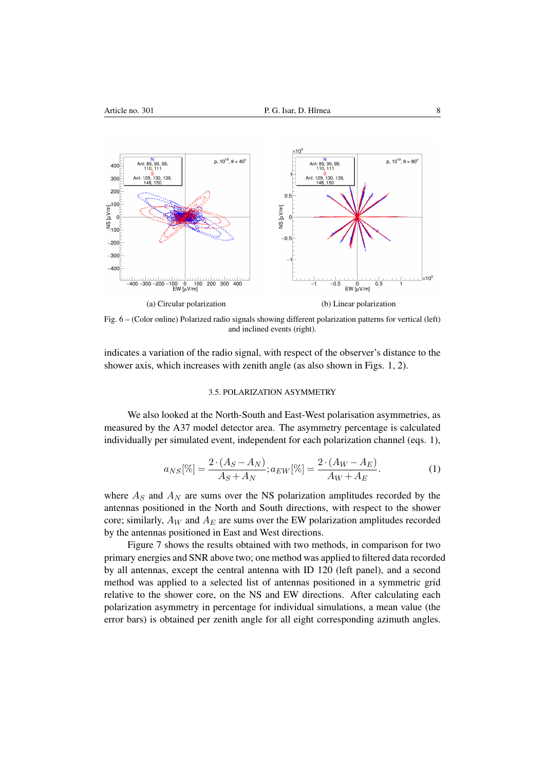(a) Circular polarization

(b) Linear polarization

Fig. 6 – (Color online) Polarized radio signals showing different polarization patterns for vertical (left) and inclined events (right).

indicates a variation of the radio signal, with respect of the observer's distance to the shower axis, which increases with zenith angle (as also shown in Figs. 1, 2).

### 3.5. POLARIZATION ASYMMETRY

We also looked at the North-South and East-West polarisation asymmetries, as measured by the A37 model detector area. The asymmetry percentage is calculated individually per simulated event, independent for each polarization channel (eqs. 1),

$$a_{NS}[\%] = \frac{2 \cdot (A_S - A_N)}{A_S + A_N}; a_{EW}[\%] = \frac{2 \cdot (A_W - A_E)}{A_W + A_E}. \tag{1}$$

where $A_S$ and $A_N$ are sums over the NS polarization amplitudes recorded by the antennas positioned in the North and South directions, with respect to the shower core; similarly, $A_W$ and $A_E$ are sums over the EW polarization amplitudes recorded by the antennas positioned in East and West directions.

Figure 7 shows the results obtained with two methods, in comparison for two primary energies and SNR above two; one method was applied to filtered data recorded by all antennas, except the central antenna with ID 120 (left panel), and a second method was applied to a selected list of antennas positioned in a symmetric grid relative to the shower core, on the NS and EW directions. After calculating each polarization asymmetry in percentage for individual simulations, a mean value (the error bars) is obtained per zenith angle for all eight corresponding azimuth angles.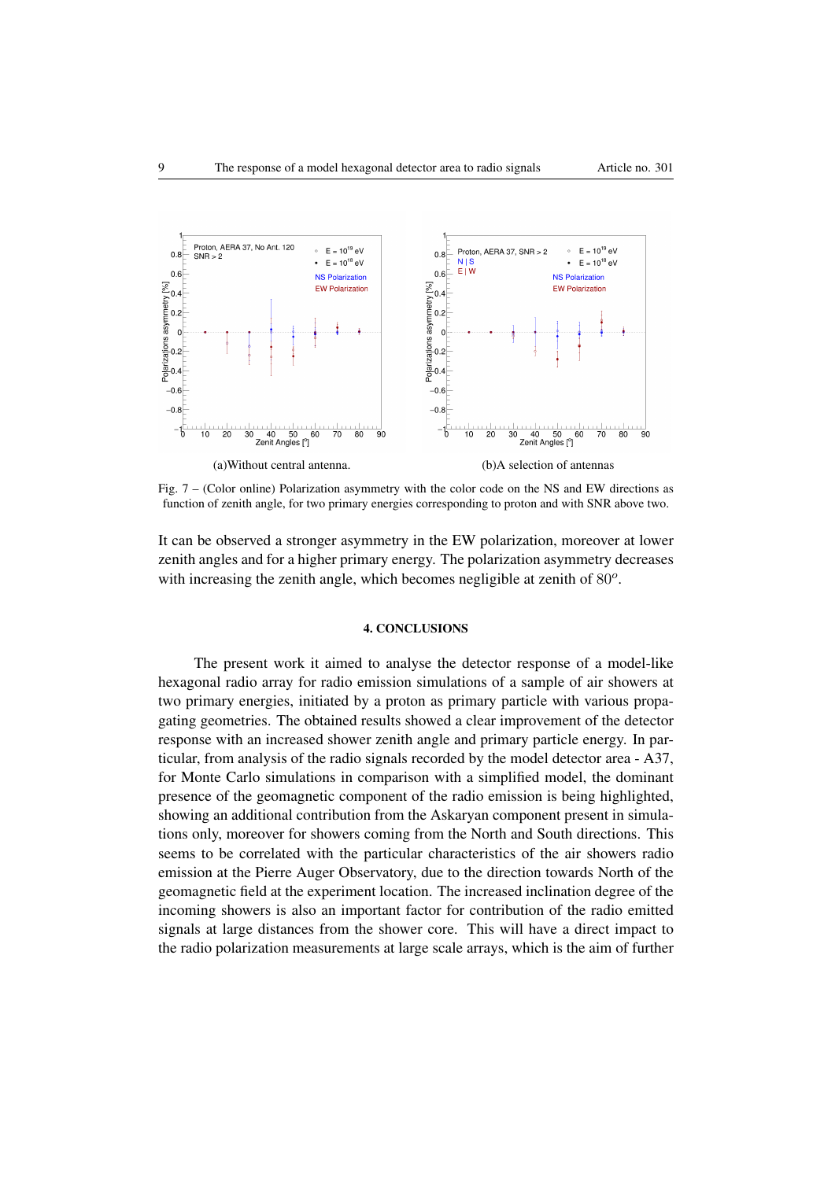(a)Without central antenna.

(b)A selection of antennas

Fig. 7 – (Color online) Polarization asymmetry with the color code on the NS and EW directions as function of zenith angle, for two primary energies corresponding to proton and with SNR above two.

It can be observed a stronger asymmetry in the EW polarization, moreover at lower zenith angles and for a higher primary energy. The polarization asymmetry decreases with increasing the zenith angle, which becomes negligible at zenith of $80^o$.

## 4. CONCLUSIONS

The present work it aimed to analyse the detector response of a model-like hexagonal radio array for radio emission simulations of a sample of air showers at two primary energies, initiated by a proton as primary particle with various propagating geometries. The obtained results showed a clear improvement of the detector response with an increased shower zenith angle and primary particle energy. In particular, from analysis of the radio signals recorded by the model detector area - A37, for Monte Carlo simulations in comparison with a simplified model, the dominant presence of the geomagnetic component of the radio emission is being highlighted, showing an additional contribution from the Askaryan component present in simulations only, moreover for showers coming from the North and South directions. This seems to be correlated with the particular characteristics of the air showers radio emission at the Pierre Auger Observatory, due to the direction towards North of the geomagnetic field at the experiment location. The increased inclination degree of the incoming showers is also an important factor for contribution of the radio emitted signals at large distances from the shower core. This will have a direct impact to the radio polarization measurements at large scale arrays, which is the aim of further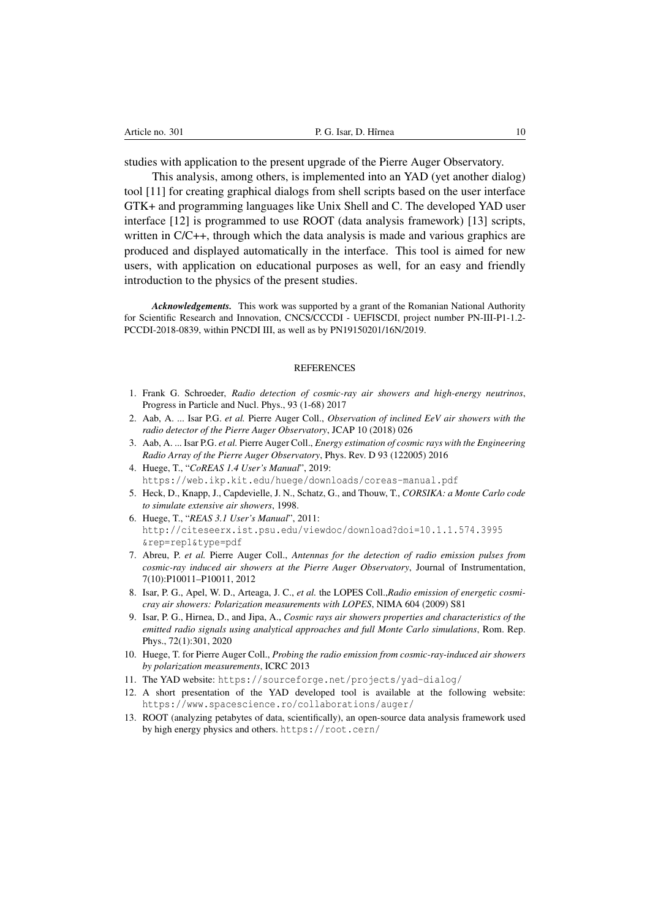studies with application to the present upgrade of the Pierre Auger Observatory.

This analysis, among others, is implemented into an YAD (yet another dialog) tool [11] for creating graphical dialogs from shell scripts based on the user interface GTK+ and programming languages like Unix Shell and C. The developed YAD user interface [12] is programmed to use ROOT (data analysis framework) [13] scripts, written in C/C++, through which the data analysis is made and various graphics are produced and displayed automatically in the interface. This tool is aimed for new users, with application on educational purposes as well, for an easy and friendly introduction to the physics of the present studies.

***Acknowledgements.*** This work was supported by a grant of the Romanian National Authority for Scientific Research and Innovation, CNCS/CCCDI - UEFISCDI, project number PN-III-P1-1.2-PCCDI-2018-0839, within PNCDI III, as well as by PN19150201/16N/2019.

## REFERENCES

1. Frank G. Schroeder, *Radio detection of cosmic-ray air showers and high-energy neutrinos*, Progress in Particle and Nucl. Phys., 93 (1-68) 2017
2. Aab, A. ... Isar P.G. *et al.* Pierre Auger Coll., *Observation of inclined EeV air showers with the radio detector of the Pierre Auger Observatory*, JCAP 10 (2018) 026
3. Aab, A. ... Isar P.G. *et al.* Pierre Auger Coll., *Energy estimation of cosmic rays with the Engineering Radio Array of the Pierre Auger Observatory*, Phys. Rev. D 93 (122005) 2016
4. Huege, T., "*CoREAS 1.4 User's Manual*", 2019: https://web.ikp.kit.edu/huege/downloads/coreas-manual.pdf
5. Heck, D., Knapp, J., Capdevielle, J. N., Schatz, G., and Thouw, T., *CORSIKA: a Monte Carlo code to simulate extensive air showers*, 1998.
6. Huege, T., "*REAS 3.1 User's Manual*", 2011: http://citeseerx.ist.psu.edu/viewdoc/download?doi=10.1.1.574.3995&rep=rep1&type=pdf
7. Abreu, P. *et al.* Pierre Auger Coll., *Antennas for the detection of radio emission pulses from cosmic-ray induced air showers at the Pierre Auger Observatory*, Journal of Instrumentation, 7(10):P10011–P10011, 2012
8. Isar, P. G., Apel, W. D., Arteaga, J. C., *et al.* the LOPES Coll.,*Radio emission of energetic cosmicray air showers: Polarization measurements with LOPES*, NIMA 604 (2009) S81
9. Isar, P. G., Hirnea, D., and Jipa, A., *Cosmic rays air showers properties and characteristics of the emitted radio signals using analytical approaches and full Monte Carlo simulations*, Rom. Rep. Phys., 72(1):301, 2020
10. Huege, T. for Pierre Auger Coll., *Probing the radio emission from cosmic-ray-induced air showers by polarization measurements*, ICRC 2013
11. The YAD website: https://sourceforge.net/projects/yad-dialog/
12. A short presentation of the YAD developed tool is available at the following website: https://www.spacescience.ro/collaborations/auger/
13. ROOT (analyzing petabytes of data, scientifically), an open-source data analysis framework used by high energy physics and others. https://root.cern/